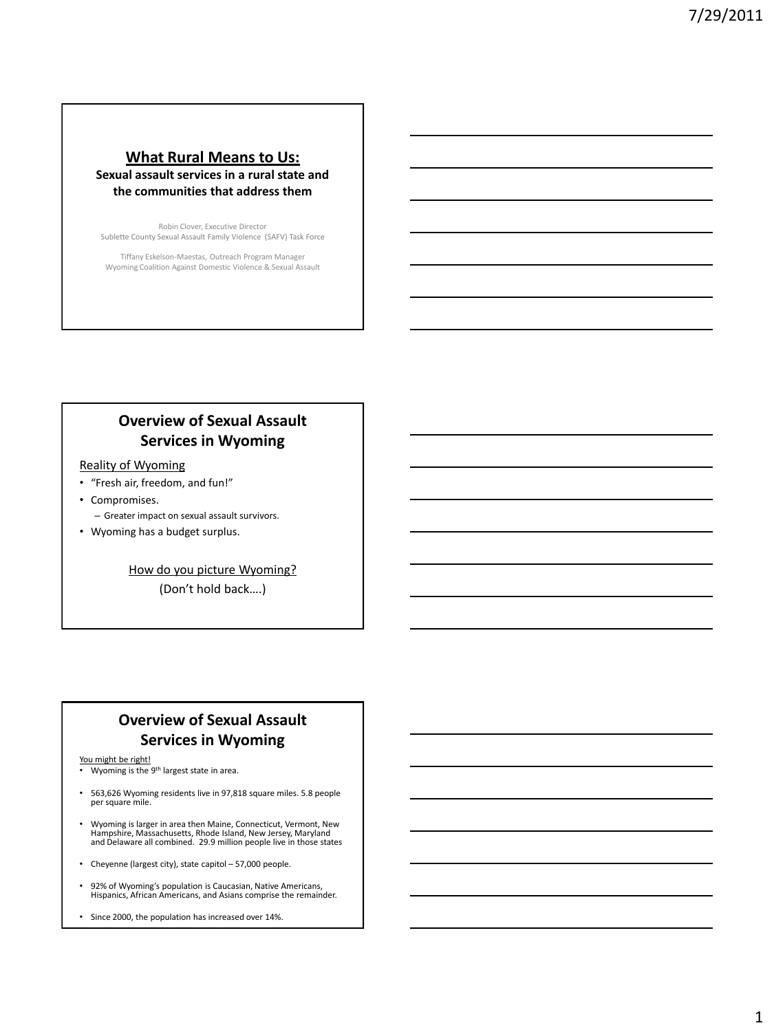## What Rural Means to Us:

**Sexual assault services in a rural state and the communities that address them**

Robin Clover, Executive Director
Sublette County Sexual Assault Family Violence (SAFV) Task Force

Tiffany Eskelson-Maestas, Outreach Program Manager
Wyoming Coalition Against Domestic Violence & Sexual Assault

## Overview of Sexual Assault Services in Wyoming

Reality of Wyoming

- "Fresh air, freedom, and fun!"
- Compromises.
  - Greater impact on sexual assault survivors.
- Wyoming has a budget surplus.

How do you picture Wyoming?

(Don't hold back….)

## Overview of Sexual Assault Services in Wyoming

You might be right!

- Wyoming is the 9th largest state in area.
- 563,626 Wyoming residents live in 97,818 square miles. 5.8 people per square mile.
- Wyoming is larger in area then Maine, Connecticut, Vermont, New Hampshire, Massachusetts, Rhode Island, New Jersey, Maryland and Delaware all combined. 29.9 million people live in those states
- Cheyenne (largest city), state capitol – 57,000 people.
- 92% of Wyoming's population is Caucasian, Native Americans, Hispanics, African Americans, and Asians comprise the remainder.
- Since 2000, the population has increased over 14%.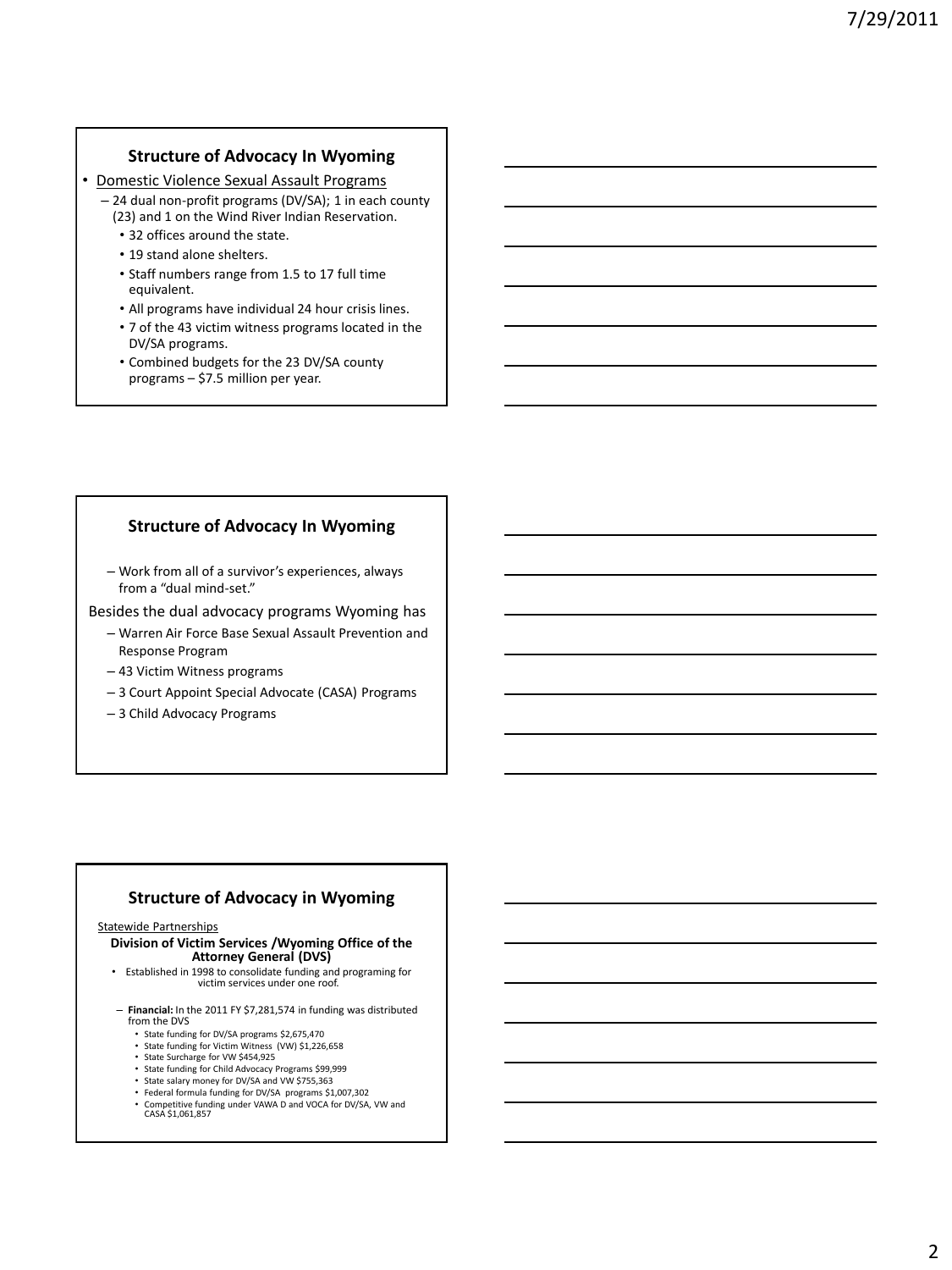## Structure of Advocacy In Wyoming

- Domestic Violence Sexual Assault Programs
  - 24 dual non-profit programs (DV/SA); 1 in each county (23) and 1 on the Wind River Indian Reservation.
    - 32 offices around the state.
    - 19 stand alone shelters.
    - Staff numbers range from 1.5 to 17 full time equivalent.
    - All programs have individual 24 hour crisis lines.
    - 7 of the 43 victim witness programs located in the DV/SA programs.
    - Combined budgets for the 23 DV/SA county programs – $7.5 million per year.

## Structure of Advocacy In Wyoming

- Work from all of a survivor's experiences, always from a "dual mind-set."

Besides the dual advocacy programs Wyoming has

- Warren Air Force Base Sexual Assault Prevention and Response Program
- 43 Victim Witness programs
- 3 Court Appoint Special Advocate (CASA) Programs
- 3 Child Advocacy Programs

## Structure of Advocacy in Wyoming

Statewide Partnerships

**Division of Victim Services /Wyoming Office of the Attorney General (DVS)**

- Established in 1998 to consolidate funding and programing for victim services under one roof.
  - **Financial:** In the 2011 FY $7,281,574 in funding was distributed from the DVS
    - State funding for DV/SA programs $2,675,470
    - State funding for Victim Witness (VW) $1,226,658
    - State Surcharge for VW $454,925
    - State funding for Child Advocacy Programs $99,999
    - State salary money for DV/SA and VW $755,363
    - Federal formula funding for DV/SA programs $1,007,302
    - Competitive funding under VAWA D and VOCA for DV/SA, VW and CASA $1,061,857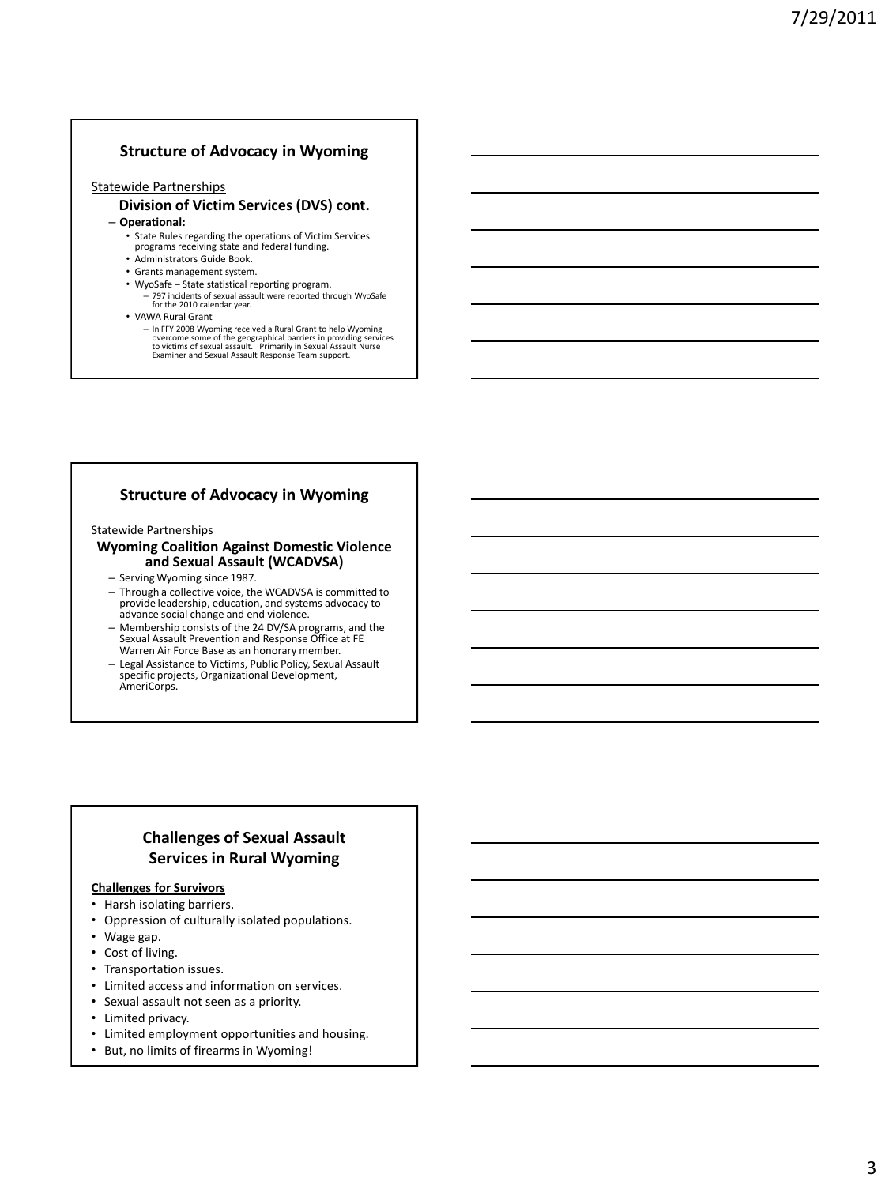## Structure of Advocacy in Wyoming

Statewide Partnerships

### Division of Victim Services (DVS) cont.

- **Operational:**
  - State Rules regarding the operations of Victim Services programs receiving state and federal funding.
  - Administrators Guide Book.
  - Grants management system.
  - WyoSafe – State statistical reporting program.
    - 797 incidents of sexual assault were reported through WyoSafe for the 2010 calendar year.
  - VAWA Rural Grant
    - In FFY 2008 Wyoming received a Rural Grant to help Wyoming overcome some of the geographical barriers in providing services to victims of sexual assault. Primarily in Sexual Assault Nurse Examiner and Sexual Assault Response Team support.

## Structure of Advocacy in Wyoming

Statewide Partnerships

### Wyoming Coalition Against Domestic Violence and Sexual Assault (WCADVSA)

- Serving Wyoming since 1987.
- Through a collective voice, the WCADVSA is committed to provide leadership, education, and systems advocacy to advance social change and end violence.
- Membership consists of the 24 DV/SA programs, and the Sexual Assault Prevention and Response Office at FE Warren Air Force Base as an honorary member.
- Legal Assistance to Victims, Public Policy, Sexual Assault specific projects, Organizational Development, AmeriCorps.

## Challenges of Sexual Assault Services in Rural Wyoming

**Challenges for Survivors**

- Harsh isolating barriers.
- Oppression of culturally isolated populations.
- Wage gap.
- Cost of living.
- Transportation issues.
- Limited access and information on services.
- Sexual assault not seen as a priority.
- Limited privacy.
- Limited employment opportunities and housing.
- But, no limits of firearms in Wyoming!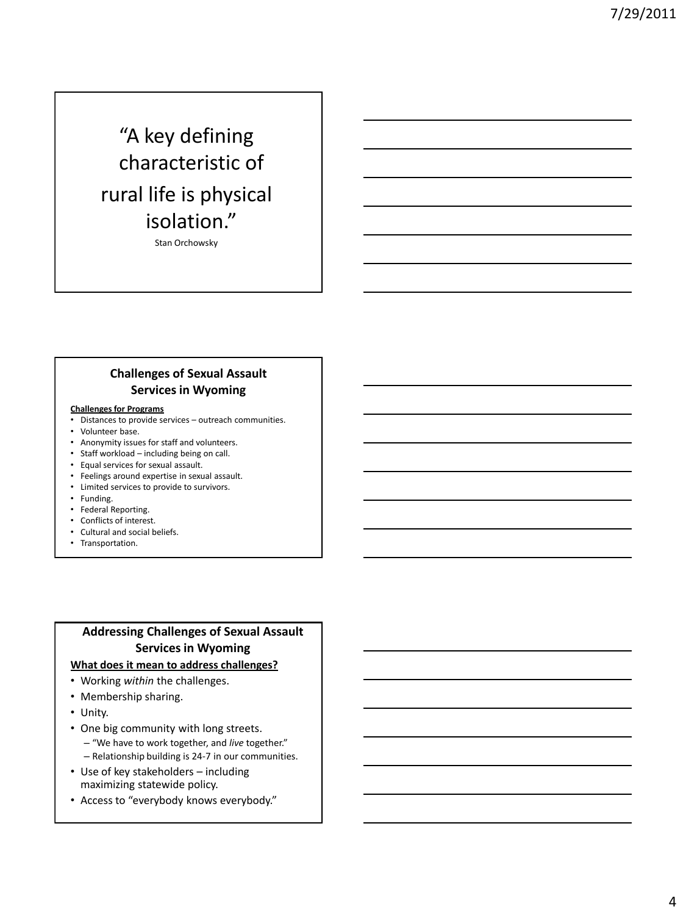“A key defining characteristic of rural life is physical isolation.”

Stan Orchowsky

## Challenges of Sexual Assault Services in Wyoming

**Challenges for Programs**

- Distances to provide services – outreach communities.
- Volunteer base.
- Anonymity issues for staff and volunteers.
- Staff workload – including being on call.
- Equal services for sexual assault.
- Feelings around expertise in sexual assault.
- Limited services to provide to survivors.
- Funding.
- Federal Reporting.
- Conflicts of interest.
- Cultural and social beliefs.
- Transportation.

## Addressing Challenges of Sexual Assault Services in Wyoming

**What does it mean to address challenges?**

- Working *within* the challenges.
- Membership sharing.
- Unity.
- One big community with long streets.
  - “We have to work together, and *live* together.”
  - Relationship building is 24-7 in our communities.
- Use of key stakeholders – including maximizing statewide policy.
- Access to “everybody knows everybody.”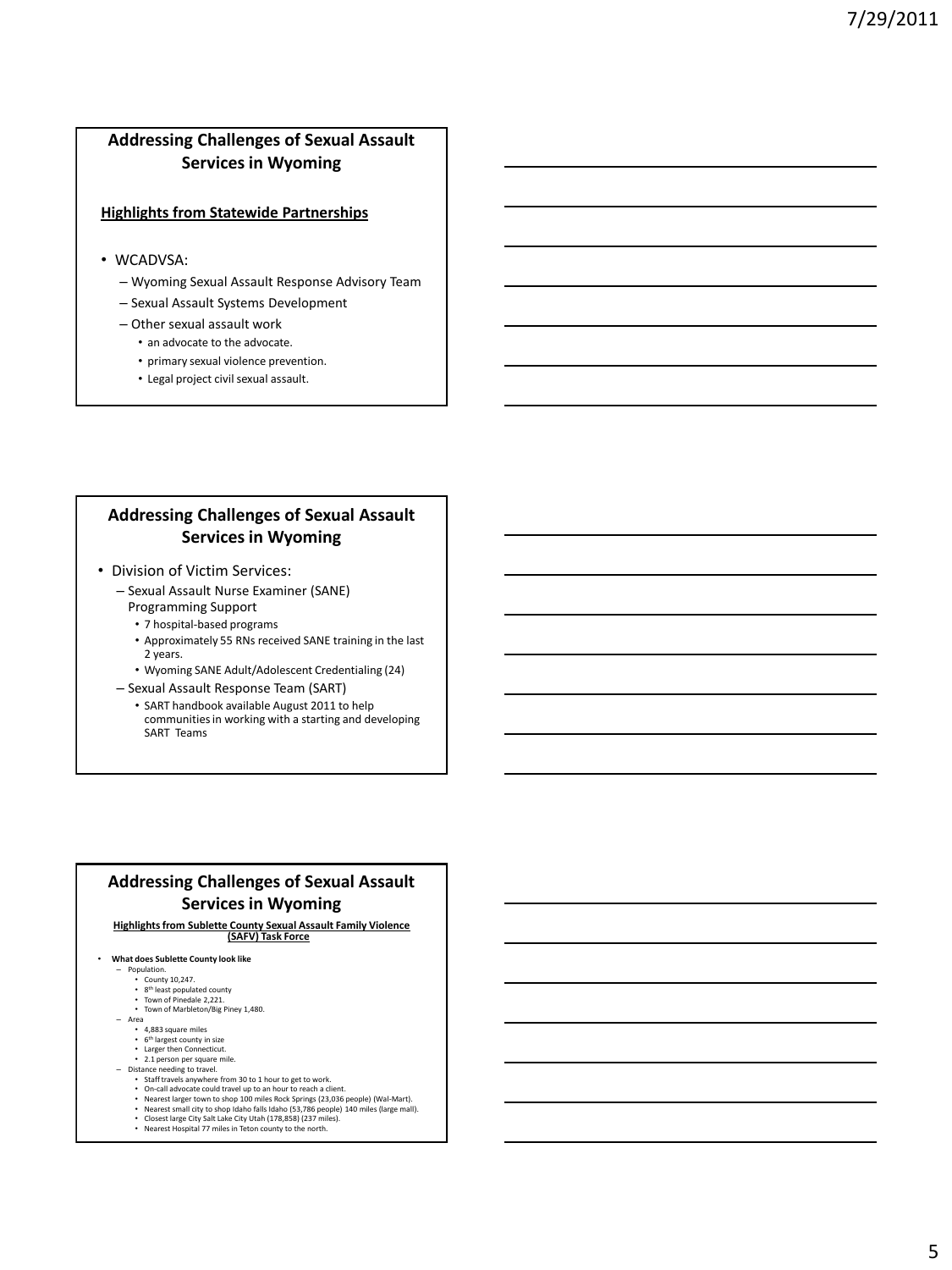## Addressing Challenges of Sexual Assault Services in Wyoming

**Highlights from Statewide Partnerships**

- WCADVSA:
  - Wyoming Sexual Assault Response Advisory Team
  - Sexual Assault Systems Development
  - Other sexual assault work
    - an advocate to the advocate.
    - primary sexual violence prevention.
    - Legal project civil sexual assault.

## Addressing Challenges of Sexual Assault Services in Wyoming

- Division of Victim Services:
  - Sexual Assault Nurse Examiner (SANE) Programming Support
    - 7 hospital-based programs
    - Approximately 55 RNs received SANE training in the last 2 years.
    - Wyoming SANE Adult/Adolescent Credentialing (24)
  - Sexual Assault Response Team (SART)
    - SART handbook available August 2011 to help communities in working with a starting and developing SART Teams

## Addressing Challenges of Sexual Assault Services in Wyoming

**Highlights from Sublette County Sexual Assault Family Violence (SAFV) Task Force**

- **What does Sublette County look like**
  - Population.
    - County 10,247.
    - 8th least populated county
    - Town of Pinedale 2,221.
    - Town of Marbleton/Big Piney 1,480.
  - Area
    - 4,883 square miles
    - 6th largest county in size
    - Larger then Connecticut.
    - 2.1 person per square mile.
  - Distance needing to travel.
    - Staff travels anywhere from 30 to 1 hour to get to work.
    - On-call advocate could travel up to an hour to reach a client.
    - Nearest larger town to shop 100 miles Rock Springs (23,036 people) (Wal-Mart).
    - Nearest small city to shop Idaho falls Idaho (53,786 people) 140 miles (large mall).
    - Closest large City Salt Lake City Utah (178,858) (237 miles).
    - Nearest Hospital 77 miles in Teton county to the north.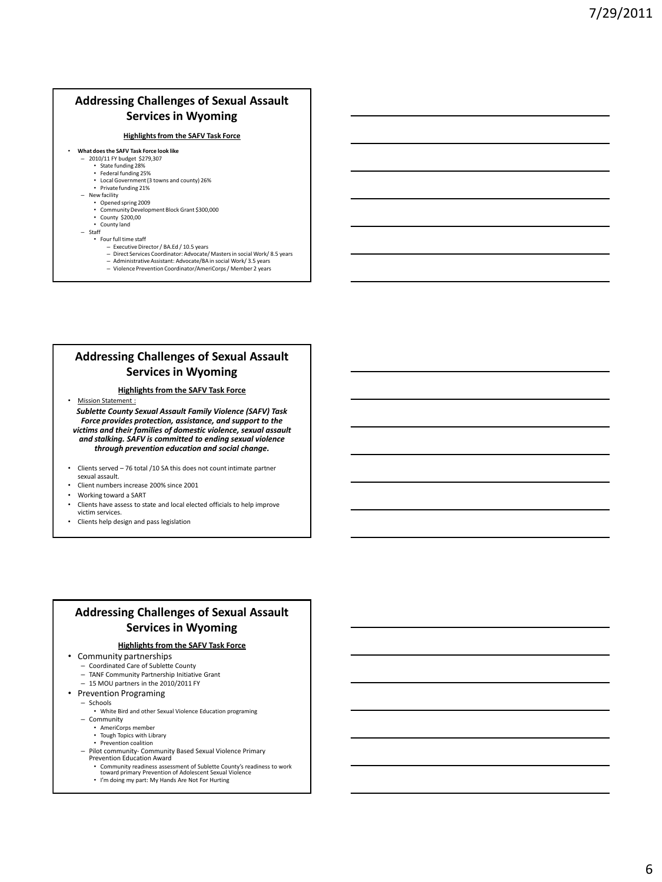## Addressing Challenges of Sexual Assault Services in Wyoming

**Highlights from the SAFV Task Force**

- **What does the SAFV Task Force look like**
  - 2010/11 FY budget $279,307
    - State funding 28%
    - Federal funding 25%
    - Local Government (3 towns and county) 26%
    - Private funding 21%
  - New facility
    - Opened spring 2009
    - Community Development Block Grant $300,000
    - County $200,00
    - County land
  - Staff
    - Four full time staff
      - Executive Director / BA.Ed / 10.5 years
      - Direct Services Coordinator: Advocate/ Masters in social Work/ 8.5 years
      - Administrative Assistant: Advocate/BA in social Work/ 3.5 years
      - Violence Prevention Coordinator/AmeriCorps / Member 2 years

## Addressing Challenges of Sexual Assault Services in Wyoming

**Highlights from the SAFV Task Force**

- Mission Statement :

***Sublette County Sexual Assault Family Violence (SAFV) Task Force provides protection, assistance, and support to the victims and their families of domestic violence, sexual assault and stalking. SAFV is committed to ending sexual violence through prevention education and social change.***

- Clients served – 76 total /10 SA this does not count intimate partner sexual assault.
- Client numbers increase 200% since 2001
- Working toward a SART
- Clients have assess to state and local elected officials to help improve victim services.
- Clients help design and pass legislation

## Addressing Challenges of Sexual Assault Services in Wyoming

**Highlights from the SAFV Task Force**

- Community partnerships
  - Coordinated Care of Sublette County
  - TANF Community Partnership Initiative Grant
  - 15 MOU partners in the 2010/2011 FY
- Prevention Programing
  - Schools
    - White Bird and other Sexual Violence Education programing
  - Community
    - AmeriCorps member
    - Tough Topics with Library
    - Prevention coalition
  - Pilot community- Community Based Sexual Violence Primary Prevention Education Award
    - Community readiness assessment of Sublette County's readiness to work toward primary Prevention of Adolescent Sexual Violence
    - I'm doing my part: My Hands Are Not For Hurting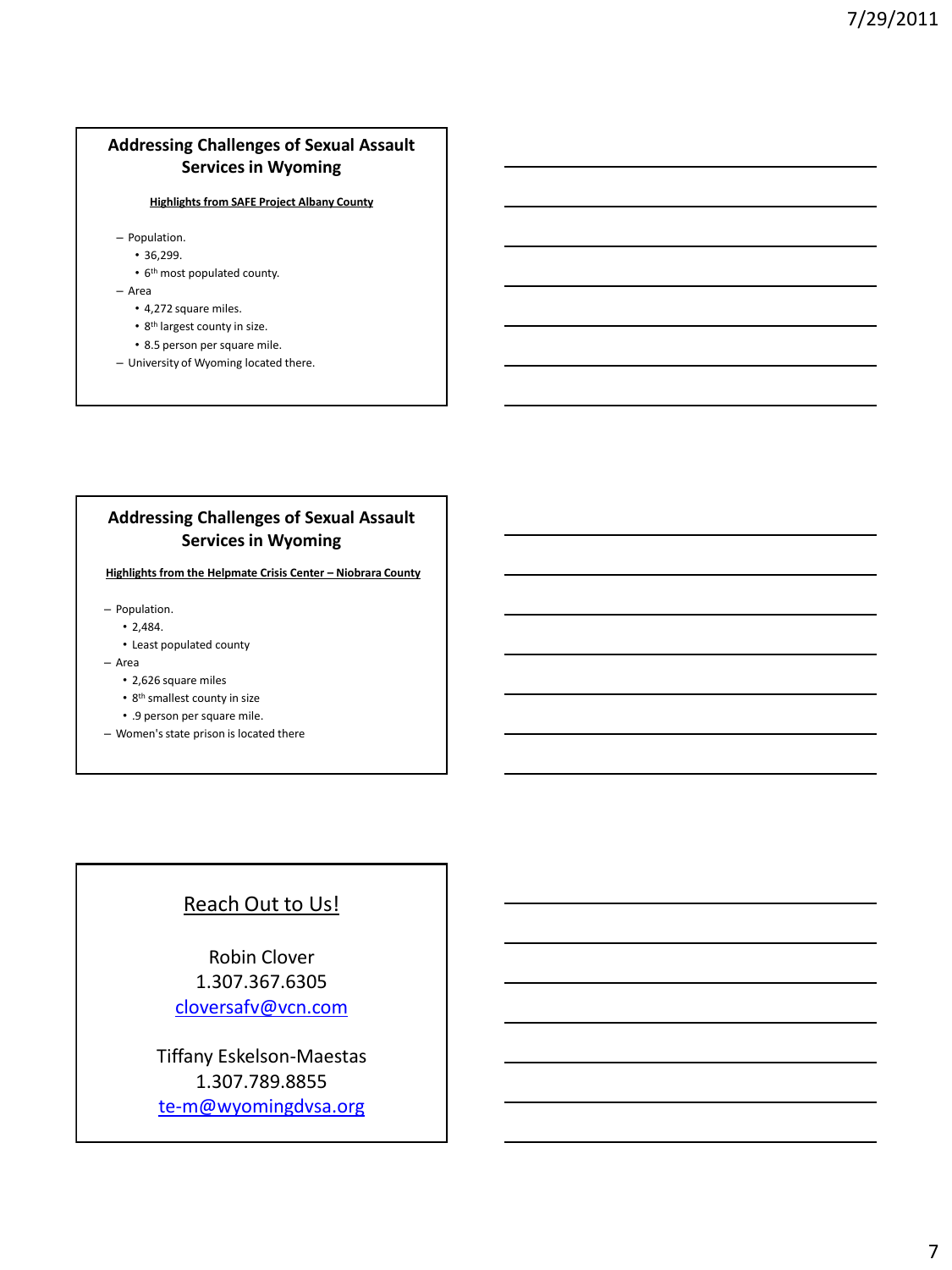## Addressing Challenges of Sexual Assault Services in Wyoming

**Highlights from SAFE Project Albany County**

- Population.
  - 36,299.
  - 6th most populated county.
- Area
  - 4,272 square miles.
  - 8th largest county in size.
  - 8.5 person per square mile.
- University of Wyoming located there.

## Addressing Challenges of Sexual Assault Services in Wyoming

**Highlights from the Helpmate Crisis Center – Niobrara County**

- Population.
  - 2,484.
  - Least populated county
- Area
  - 2,626 square miles
  - 8th smallest county in size
  - .9 person per square mile.
- Women's state prison is located there

## Reach Out to Us!

Robin Clover
1.307.367.6305
cloversafv@vcn.com

Tiffany Eskelson-Maestas
1.307.789.8855
te-m@wyomingdvsa.org